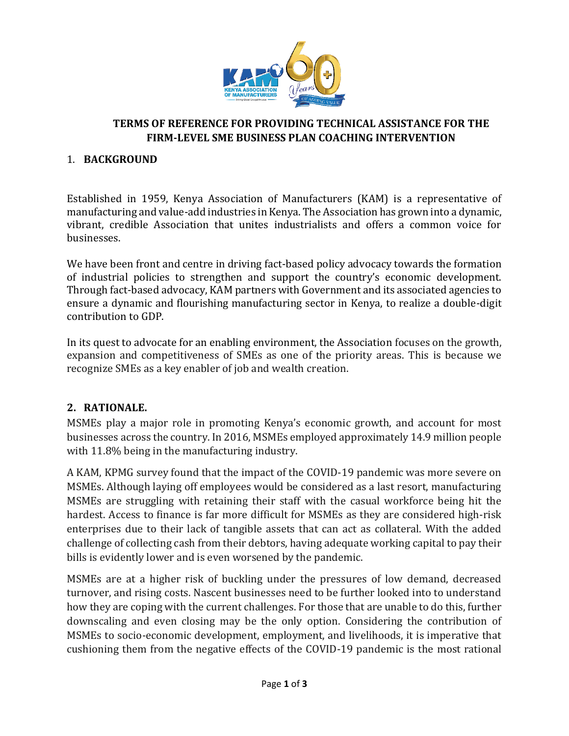# TERMS OF REFERENCE FOR PROVIDING TECHNICAL ASSISTANCE FOR THE FIRM-LEVEL SME BUSINESS PLAN COACHING INTERVENTION

## 1. BACKGROUND

Established in 1959, Kenya Association of Manufacturers (KAM) is a representative of manufacturing and value-add industries in Kenya. The Association has grown into a dynamic, vibrant, credible Association that unites industrialists and offers a common voice for businesses.

We have been front and centre in driving fact-based policy advocacy towards the formation of industrial policies to strengthen and support the country's economic development. Through fact-based advocacy, KAM partners with Government and its associated agencies to ensure a dynamic and flourishing manufacturing sector in Kenya, to realize a double-digit contribution to GDP.

In its quest to advocate for an enabling environment, the Association focuses on the growth, expansion and competitiveness of SMEs as one of the priority areas. This is because we recognize SMEs as a key enabler of job and wealth creation.

## 2. RATIONALE.

MSMEs play a major role in promoting Kenya's economic growth, and account for most businesses across the country. In 2016, MSMEs employed approximately 14.9 million people with 11.8% being in the manufacturing industry.

A KAM, KPMG survey found that the impact of the COVID-19 pandemic was more severe on MSMEs. Although laying off employees would be considered as a last resort, manufacturing MSMEs are struggling with retaining their staff with the casual workforce being hit the hardest. Access to finance is far more difficult for MSMEs as they are considered high-risk enterprises due to their lack of tangible assets that can act as collateral. With the added challenge of collecting cash from their debtors, having adequate working capital to pay their bills is evidently lower and is even worsened by the pandemic.

MSMEs are at a higher risk of buckling under the pressures of low demand, decreased turnover, and rising costs. Nascent businesses need to be further looked into to understand how they are coping with the current challenges. For those that are unable to do this, further downscaling and even closing may be the only option. Considering the contribution of MSMEs to socio-economic development, employment, and livelihoods, it is imperative that cushioning them from the negative effects of the COVID-19 pandemic is the most rational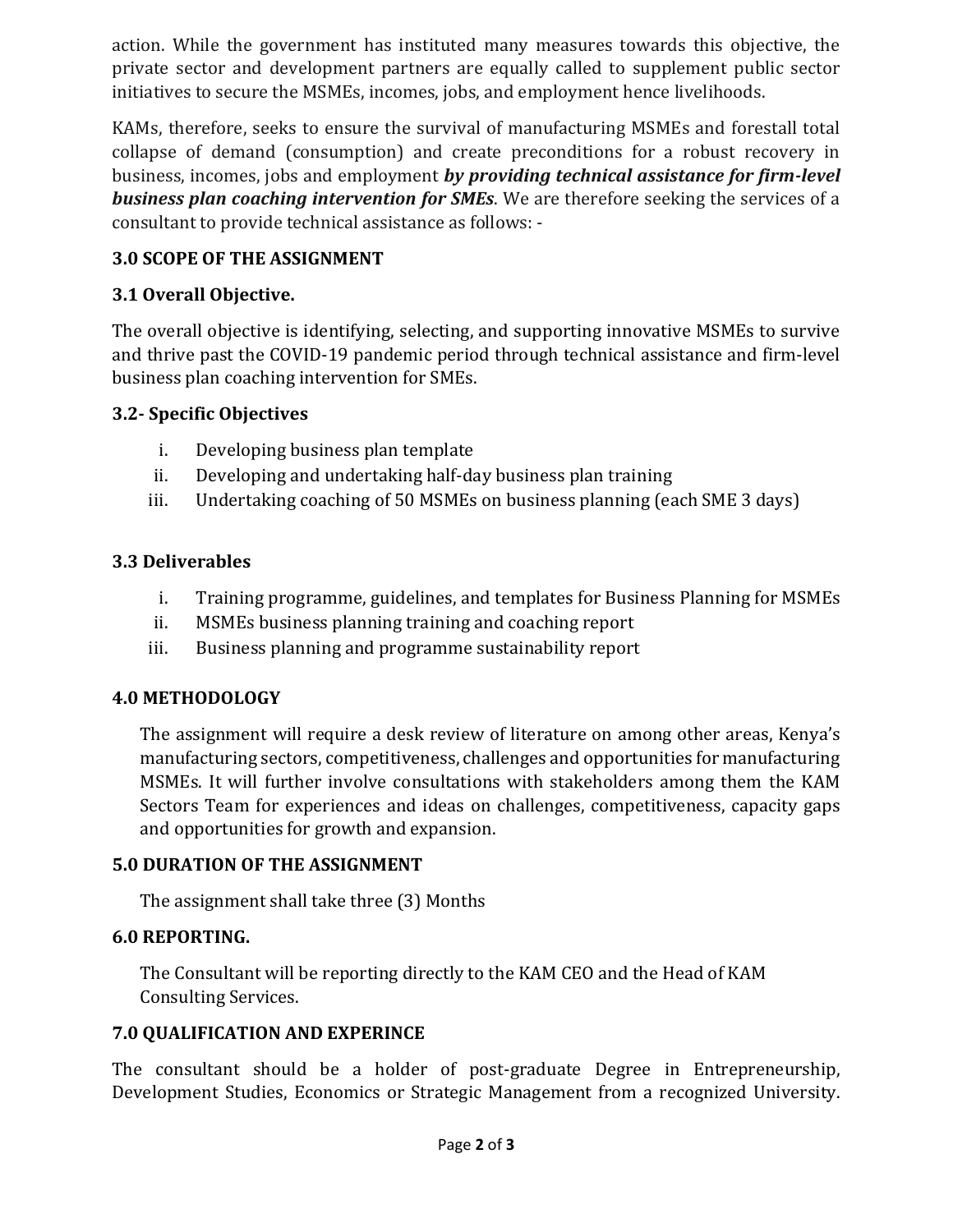action. While the government has instituted many measures towards this objective, the private sector and development partners are equally called to supplement public sector initiatives to secure the MSMEs, incomes, jobs, and employment hence livelihoods.

KAMs, therefore, seeks to ensure the survival of manufacturing MSMEs and forestall total collapse of demand (consumption) and create preconditions for a robust recovery in business, incomes, jobs and employment ***by providing technical assistance for firm-level business plan coaching intervention for SMEs***. We are therefore seeking the services of a consultant to provide technical assistance as follows: -

## 3.0 SCOPE OF THE ASSIGNMENT

### 3.1 Overall Objective.

The overall objective is identifying, selecting, and supporting innovative MSMEs to survive and thrive past the COVID-19 pandemic period through technical assistance and firm-level business plan coaching intervention for SMEs.

### 3.2- Specific Objectives

i. Developing business plan template
ii. Developing and undertaking half-day business plan training
iii. Undertaking coaching of 50 MSMEs on business planning (each SME 3 days)

### 3.3 Deliverables

i. Training programme, guidelines, and templates for Business Planning for MSMEs
ii. MSMEs business planning training and coaching report
iii. Business planning and programme sustainability report

## 4.0 METHODOLOGY

The assignment will require a desk review of literature on among other areas, Kenya's manufacturing sectors, competitiveness, challenges and opportunities for manufacturing MSMEs. It will further involve consultations with stakeholders among them the KAM Sectors Team for experiences and ideas on challenges, competitiveness, capacity gaps and opportunities for growth and expansion.

## 5.0 DURATION OF THE ASSIGNMENT

The assignment shall take three (3) Months

## 6.0 REPORTING.

The Consultant will be reporting directly to the KAM CEO and the Head of KAM Consulting Services.

## 7.0 QUALIFICATION AND EXPERINCE

The consultant should be a holder of post-graduate Degree in Entrepreneurship, Development Studies, Economics or Strategic Management from a recognized University.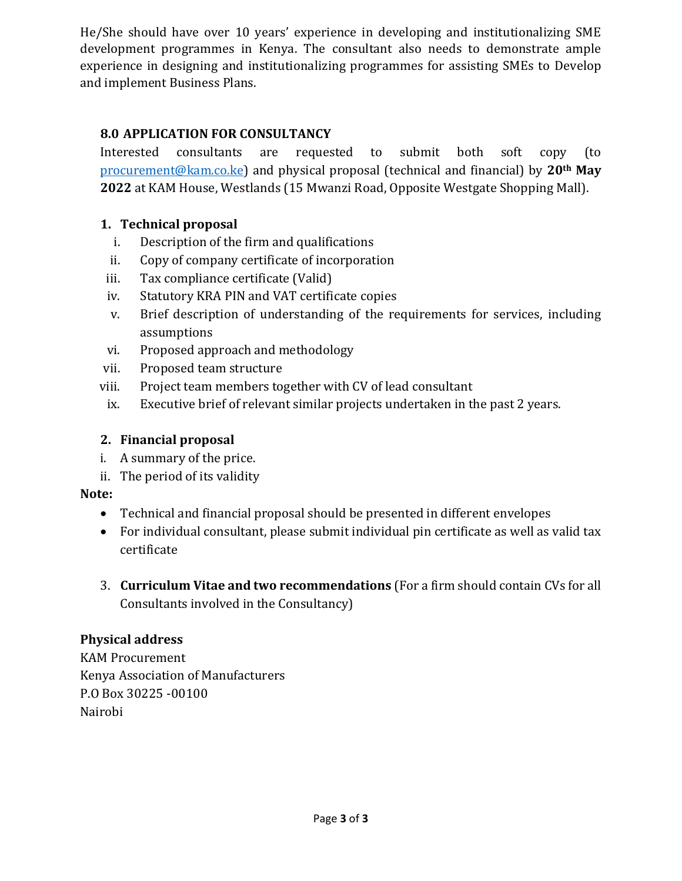He/She should have over 10 years' experience in developing and institutionalizing SME development programmes in Kenya. The consultant also needs to demonstrate ample experience in designing and institutionalizing programmes for assisting SMEs to Develop and implement Business Plans.

## 8.0 APPLICATION FOR CONSULTANCY

Interested consultants are requested to submit both soft copy (to procurement@kam.co.ke) and physical proposal (technical and financial) by **20th May 2022** at KAM House, Westlands (15 Mwanzi Road, Opposite Westgate Shopping Mall).

1. **Technical proposal**
    i. Description of the firm and qualifications
    ii. Copy of company certificate of incorporation
    iii. Tax compliance certificate (Valid)
    iv. Statutory KRA PIN and VAT certificate copies
    v. Brief description of understanding of the requirements for services, including assumptions
    vi. Proposed approach and methodology
    vii. Proposed team structure
    viii. Project team members together with CV of lead consultant
    ix. Executive brief of relevant similar projects undertaken in the past 2 years.

2. **Financial proposal**
    i. A summary of the price.
    ii. The period of its validity

**Note:**

- Technical and financial proposal should be presented in different envelopes
- For individual consultant, please submit individual pin certificate as well as valid tax certificate

3. **Curriculum Vitae and two recommendations** (For a firm should contain CVs for all Consultants involved in the Consultancy)

**Physical address**

KAM Procurement
Kenya Association of Manufacturers
P.O Box 30225 -00100
Nairobi